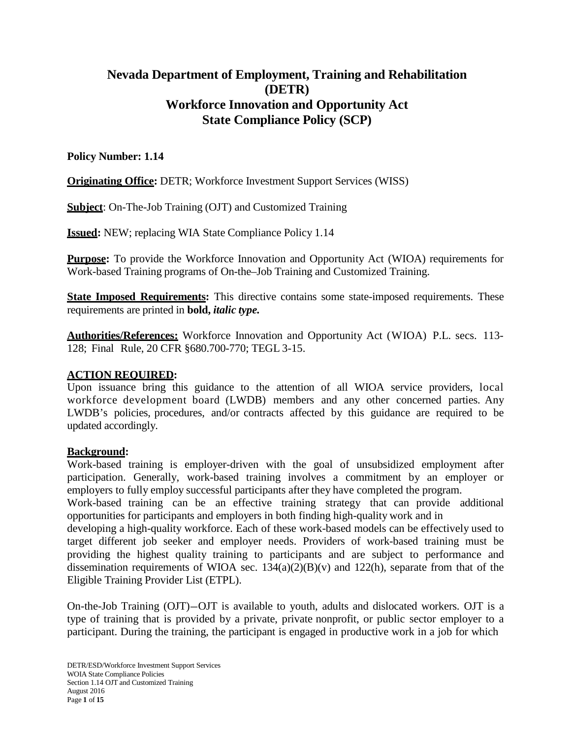# Nevada Department of Employment, Training and Rehabilitation (DETR)
# Workforce Innovation and Opportunity Act
# State Compliance Policy (SCP)

**Policy Number: 1.14**

**Originating Office:** DETR; Workforce Investment Support Services (WISS)

**Subject**: On-The-Job Training (OJT) and Customized Training

**Issued:** NEW; replacing WIA State Compliance Policy 1.14

**Purpose:** To provide the Workforce Innovation and Opportunity Act (WIOA) requirements for Work-based Training programs of On-the–Job Training and Customized Training.

**State Imposed Requirements:** This directive contains some state-imposed requirements. These requirements are printed in **bold,** ***italic type.***

**Authorities/References:** Workforce Innovation and Opportunity Act (WIOA) P.L. secs. 113-128; Final Rule, 20 CFR §680.700-770; TEGL 3-15.

**ACTION REQUIRED:**
Upon issuance bring this guidance to the attention of all WIOA service providers, local workforce development board (LWDB) members and any other concerned parties. Any LWDB's policies, procedures, and/or contracts affected by this guidance are required to be updated accordingly.

**Background:**
Work-based training is employer-driven with the goal of unsubsidized employment after participation. Generally, work-based training involves a commitment by an employer or employers to fully employ successful participants after they have completed the program.
Work-based training can be an effective training strategy that can provide additional opportunities for participants and employers in both finding high-quality work and in developing a high-quality workforce. Each of these work-based models can be effectively used to target different job seeker and employer needs. Providers of work-based training must be providing the highest quality training to participants and are subject to performance and dissemination requirements of WIOA sec. 134(a)(2)(B)(v) and 122(h), separate from that of the Eligible Training Provider List (ETPL).

On-the-Job Training (OJT)–OJT is available to youth, adults and dislocated workers. OJT is a type of training that is provided by a private, private nonprofit, or public sector employer to a participant. During the training, the participant is engaged in productive work in a job for which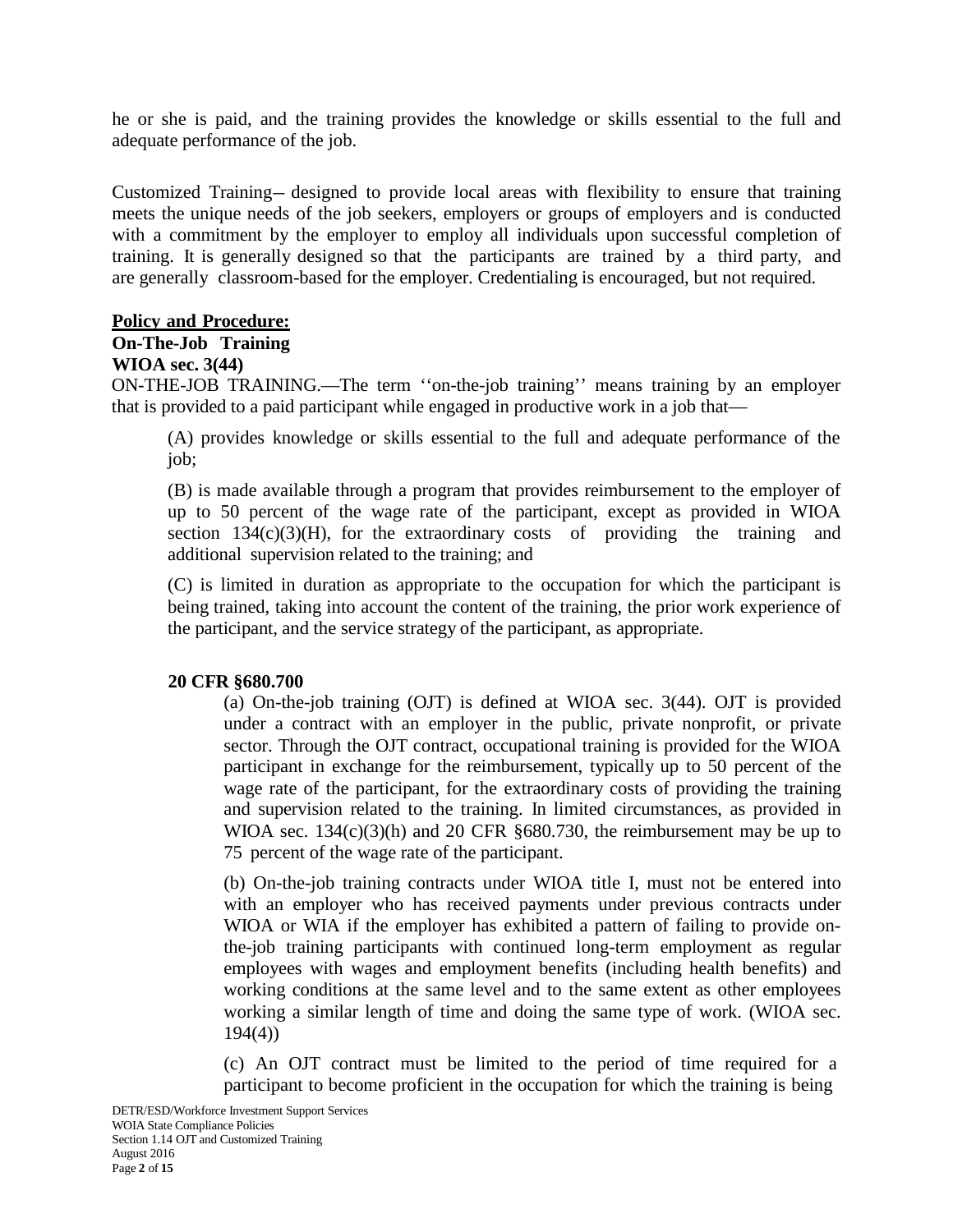he or she is paid, and the training provides the knowledge or skills essential to the full and adequate performance of the job.

Customized Training– designed to provide local areas with flexibility to ensure that training meets the unique needs of the job seekers, employers or groups of employers and is conducted with a commitment by the employer to employ all individuals upon successful completion of training. It is generally designed so that the participants are trained by a third party, and are generally classroom-based for the employer. Credentialing is encouraged, but not required.

**Policy and Procedure:**

**On-The-Job Training**

**WIOA sec. 3(44)**

ON-THE-JOB TRAINING.—The term ''on-the-job training'' means training by an employer that is provided to a paid participant while engaged in productive work in a job that—

> (A) provides knowledge or skills essential to the full and adequate performance of the job;
>
> (B) is made available through a program that provides reimbursement to the employer of up to 50 percent of the wage rate of the participant, except as provided in WIOA section 134(c)(3)(H), for the extraordinary costs of providing the training and additional supervision related to the training; and
>
> (C) is limited in duration as appropriate to the occupation for which the participant is being trained, taking into account the content of the training, the prior work experience of the participant, and the service strategy of the participant, as appropriate.

**20 CFR §680.700**

> (a) On-the-job training (OJT) is defined at WIOA sec. 3(44). OJT is provided under a contract with an employer in the public, private nonprofit, or private sector. Through the OJT contract, occupational training is provided for the WIOA participant in exchange for the reimbursement, typically up to 50 percent of the wage rate of the participant, for the extraordinary costs of providing the training and supervision related to the training. In limited circumstances, as provided in WIOA sec. 134(c)(3)(h) and 20 CFR §680.730, the reimbursement may be up to 75 percent of the wage rate of the participant.
>
> (b) On-the-job training contracts under WIOA title I, must not be entered into with an employer who has received payments under previous contracts under WIOA or WIA if the employer has exhibited a pattern of failing to provide on-the-job training participants with continued long-term employment as regular employees with wages and employment benefits (including health benefits) and working conditions at the same level and to the same extent as other employees working a similar length of time and doing the same type of work. (WIOA sec. 194(4))
>
> (c) An OJT contract must be limited to the period of time required for a participant to become proficient in the occupation for which the training is being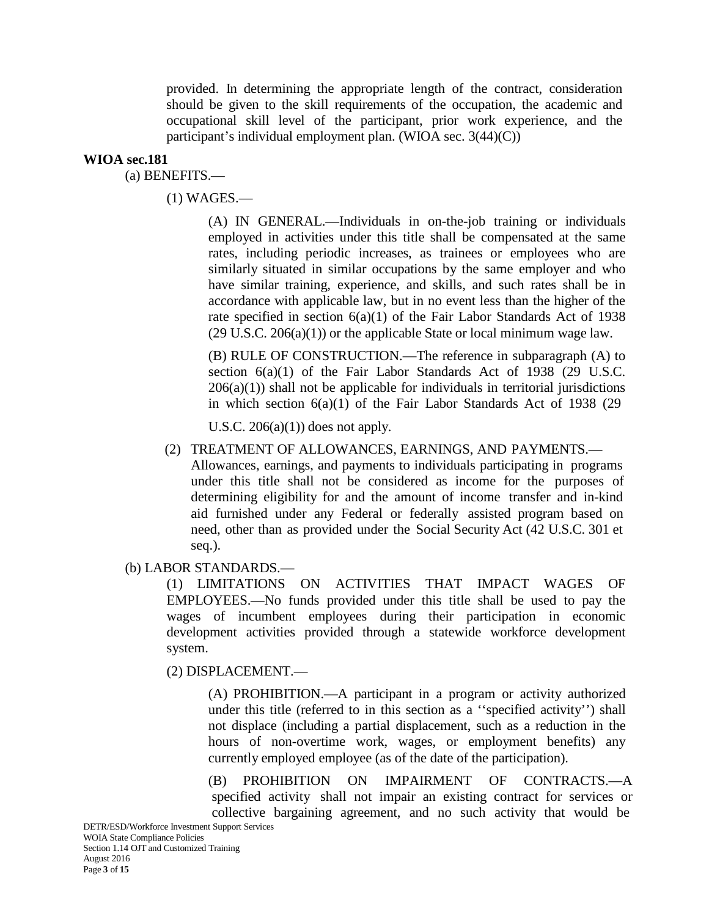provided. In determining the appropriate length of the contract, consideration should be given to the skill requirements of the occupation, the academic and occupational skill level of the participant, prior work experience, and the participant's individual employment plan. (WIOA sec. 3(44)(C))

**WIOA sec.181**

(a) BENEFITS.—

(1) WAGES.—

(A) IN GENERAL.—Individuals in on-the-job training or individuals employed in activities under this title shall be compensated at the same rates, including periodic increases, as trainees or employees who are similarly situated in similar occupations by the same employer and who have similar training, experience, and skills, and such rates shall be in accordance with applicable law, but in no event less than the higher of the rate specified in section 6(a)(1) of the Fair Labor Standards Act of 1938 (29 U.S.C. 206(a)(1)) or the applicable State or local minimum wage law.

(B) RULE OF CONSTRUCTION.—The reference in subparagraph (A) to section 6(a)(1) of the Fair Labor Standards Act of 1938 (29 U.S.C. 206(a)(1)) shall not be applicable for individuals in territorial jurisdictions in which section 6(a)(1) of the Fair Labor Standards Act of 1938 (29 U.S.C. 206(a)(1)) does not apply.

(2) TREATMENT OF ALLOWANCES, EARNINGS, AND PAYMENTS.— Allowances, earnings, and payments to individuals participating in programs under this title shall not be considered as income for the purposes of determining eligibility for and the amount of income transfer and in-kind aid furnished under any Federal or federally assisted program based on need, other than as provided under the Social Security Act (42 U.S.C. 301 et seq.).

(b) LABOR STANDARDS.—

(1) LIMITATIONS ON ACTIVITIES THAT IMPACT WAGES OF EMPLOYEES.—No funds provided under this title shall be used to pay the wages of incumbent employees during their participation in economic development activities provided through a statewide workforce development system.

(2) DISPLACEMENT.—

(A) PROHIBITION.—A participant in a program or activity authorized under this title (referred to in this section as a ''specified activity'') shall not displace (including a partial displacement, such as a reduction in the hours of non-overtime work, wages, or employment benefits) any currently employed employee (as of the date of the participation).

(B) PROHIBITION ON IMPAIRMENT OF CONTRACTS.—A specified activity shall not impair an existing contract for services or collective bargaining agreement, and no such activity that would be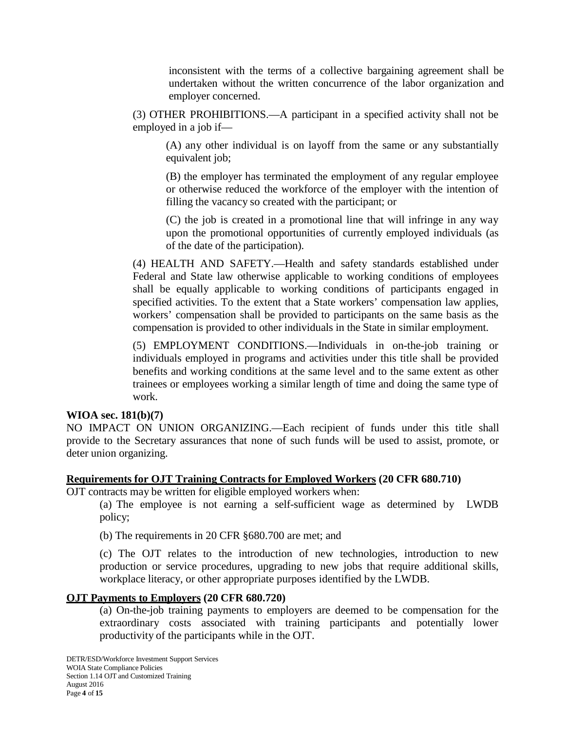inconsistent with the terms of a collective bargaining agreement shall be undertaken without the written concurrence of the labor organization and employer concerned.

(3) OTHER PROHIBITIONS.—A participant in a specified activity shall not be employed in a job if—

(A) any other individual is on layoff from the same or any substantially equivalent job;

(B) the employer has terminated the employment of any regular employee or otherwise reduced the workforce of the employer with the intention of filling the vacancy so created with the participant; or

(C) the job is created in a promotional line that will infringe in any way upon the promotional opportunities of currently employed individuals (as of the date of the participation).

(4) HEALTH AND SAFETY.—Health and safety standards established under Federal and State law otherwise applicable to working conditions of employees shall be equally applicable to working conditions of participants engaged in specified activities. To the extent that a State workers' compensation law applies, workers' compensation shall be provided to participants on the same basis as the compensation is provided to other individuals in the State in similar employment.

(5) EMPLOYMENT CONDITIONS.—Individuals in on-the-job training or individuals employed in programs and activities under this title shall be provided benefits and working conditions at the same level and to the same extent as other trainees or employees working a similar length of time and doing the same type of work.

**WIOA sec. 181(b)(7)**

NO IMPACT ON UNION ORGANIZING.—Each recipient of funds under this title shall provide to the Secretary assurances that none of such funds will be used to assist, promote, or deter union organizing.

**<u>Requirements for OJT Training Contracts for Employed Workers</u> (20 CFR 680.710)**

OJT contracts may be written for eligible employed workers when:

(a) The employee is not earning a self-sufficient wage as determined by LWDB policy;

(b) The requirements in 20 CFR §680.700 are met; and

(c) The OJT relates to the introduction of new technologies, introduction to new production or service procedures, upgrading to new jobs that require additional skills, workplace literacy, or other appropriate purposes identified by the LWDB.

**<u>OJT Payments to Employers</u> (20 CFR 680.720)**

(a) On-the-job training payments to employers are deemed to be compensation for the extraordinary costs associated with training participants and potentially lower productivity of the participants while in the OJT.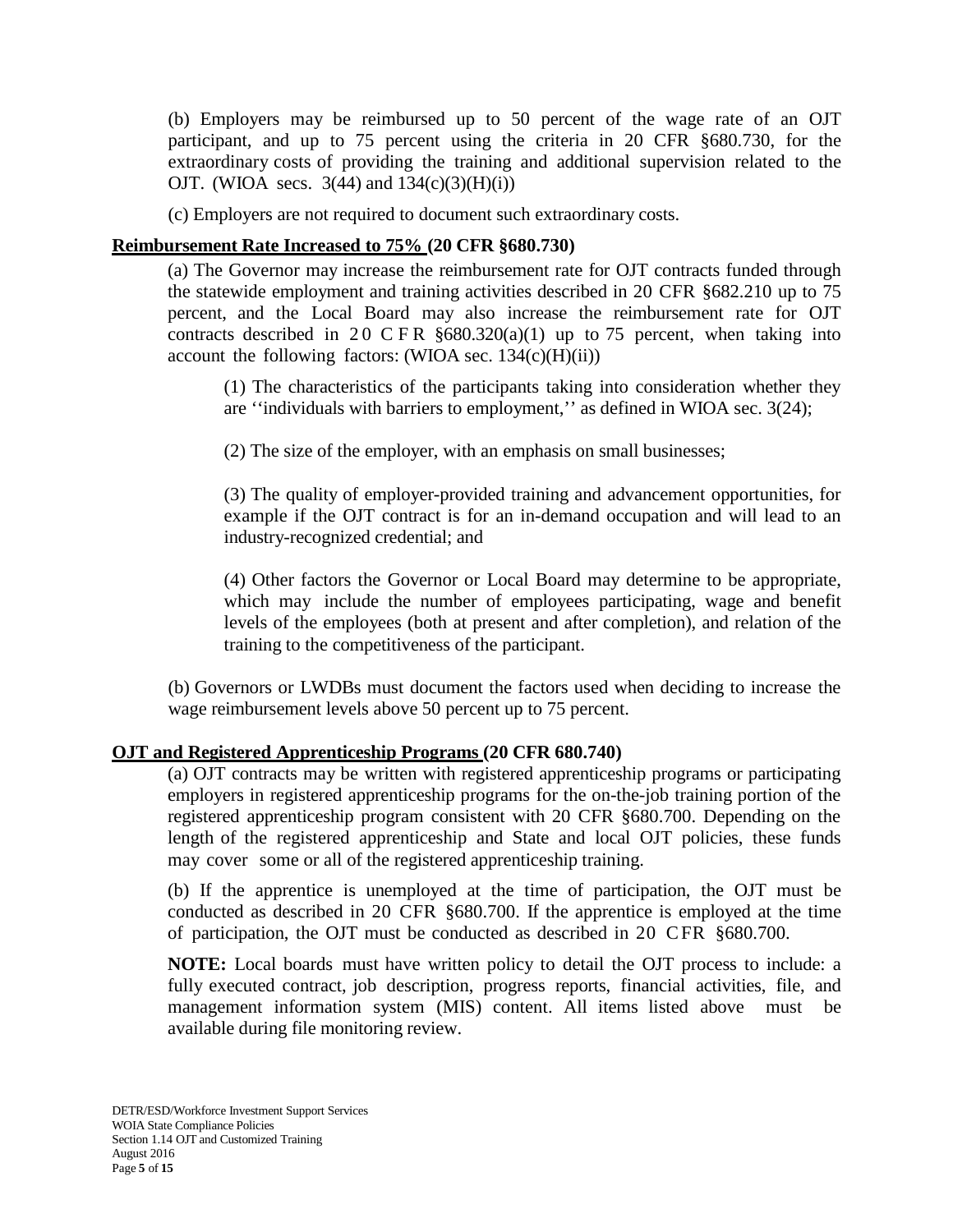(b) Employers may be reimbursed up to 50 percent of the wage rate of an OJT participant, and up to 75 percent using the criteria in 20 CFR §680.730, for the extraordinary costs of providing the training and additional supervision related to the OJT. (WIOA secs. 3(44) and 134(c)(3)(H)(i))

(c) Employers are not required to document such extraordinary costs.

**Reimbursement Rate Increased to 75% (20 CFR §680.730)**

(a) The Governor may increase the reimbursement rate for OJT contracts funded through the statewide employment and training activities described in 20 CFR §682.210 up to 75 percent, and the Local Board may also increase the reimbursement rate for OJT contracts described in 20 CFR §680.320(a)(1) up to 75 percent, when taking into account the following factors: (WIOA sec. 134(c)(H)(ii))

> (1) The characteristics of the participants taking into consideration whether they are ''individuals with barriers to employment,'' as defined in WIOA sec. 3(24);
>
> (2) The size of the employer, with an emphasis on small businesses;
>
> (3) The quality of employer-provided training and advancement opportunities, for example if the OJT contract is for an in-demand occupation and will lead to an industry-recognized credential; and
>
> (4) Other factors the Governor or Local Board may determine to be appropriate, which may include the number of employees participating, wage and benefit levels of the employees (both at present and after completion), and relation of the training to the competitiveness of the participant.

(b) Governors or LWDBs must document the factors used when deciding to increase the wage reimbursement levels above 50 percent up to 75 percent.

**OJT and Registered Apprenticeship Programs (20 CFR 680.740)**

(a) OJT contracts may be written with registered apprenticeship programs or participating employers in registered apprenticeship programs for the on-the-job training portion of the registered apprenticeship program consistent with 20 CFR §680.700. Depending on the length of the registered apprenticeship and State and local OJT policies, these funds may cover some or all of the registered apprenticeship training.

(b) If the apprentice is unemployed at the time of participation, the OJT must be conducted as described in 20 CFR §680.700. If the apprentice is employed at the time of participation, the OJT must be conducted as described in 20 CFR §680.700.

**NOTE:** Local boards must have written policy to detail the OJT process to include: a fully executed contract, job description, progress reports, financial activities, file, and management information system (MIS) content. All items listed above must be available during file monitoring review.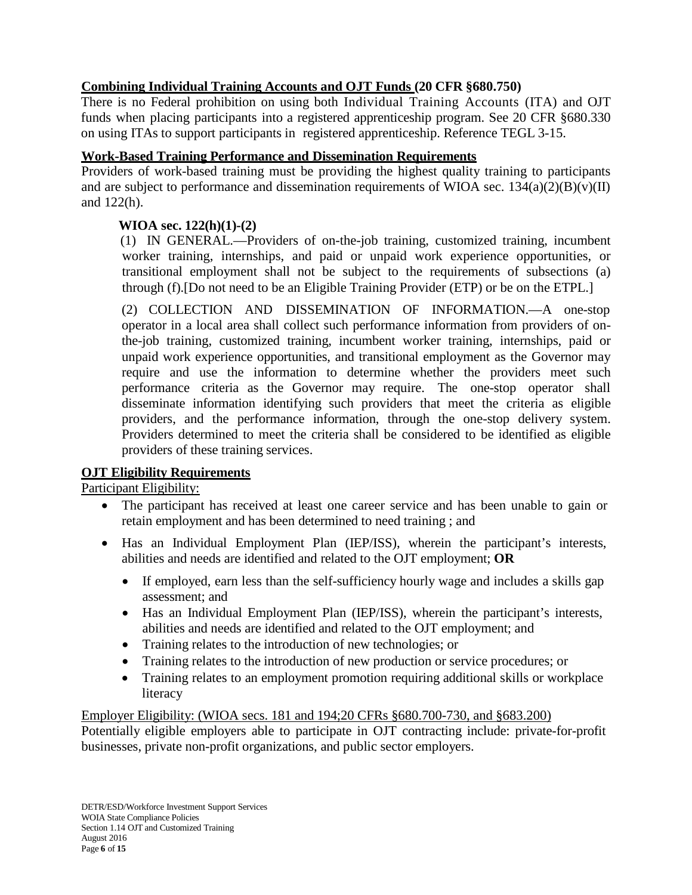**Combining Individual Training Accounts and OJT Funds (20 CFR §680.750)**

There is no Federal prohibition on using both Individual Training Accounts (ITA) and OJT funds when placing participants into a registered apprenticeship program. See 20 CFR §680.330 on using ITAs to support participants in registered apprenticeship. Reference TEGL 3-15.

**Work-Based Training Performance and Dissemination Requirements**

Providers of work-based training must be providing the highest quality training to participants and are subject to performance and dissemination requirements of WIOA sec. 134(a)(2)(B)(v)(II) and 122(h).

> **WIOA sec. 122(h)(1)-(2)**
>
> (1) IN GENERAL.—Providers of on-the-job training, customized training, incumbent worker training, internships, and paid or unpaid work experience opportunities, or transitional employment shall not be subject to the requirements of subsections (a) through (f).[Do not need to be an Eligible Training Provider (ETP) or be on the ETPL.]
>
> (2) COLLECTION AND DISSEMINATION OF INFORMATION.—A one-stop operator in a local area shall collect such performance information from providers of on-the-job training, customized training, incumbent worker training, internships, paid or unpaid work experience opportunities, and transitional employment as the Governor may require and use the information to determine whether the providers meet such performance criteria as the Governor may require. The one-stop operator shall disseminate information identifying such providers that meet the criteria as eligible providers, and the performance information, through the one-stop delivery system. Providers determined to meet the criteria shall be considered to be identified as eligible providers of these training services.

**OJT Eligibility Requirements**

Participant Eligibility:

- The participant has received at least one career service and has been unable to gain or retain employment and has been determined to need training ; and
- Has an Individual Employment Plan (IEP/ISS), wherein the participant's interests, abilities and needs are identified and related to the OJT employment; **OR**
  - If employed, earn less than the self-sufficiency hourly wage and includes a skills gap assessment; and
  - Has an Individual Employment Plan (IEP/ISS), wherein the participant's interests, abilities and needs are identified and related to the OJT employment; and
  - Training relates to the introduction of new technologies; or
  - Training relates to the introduction of new production or service procedures; or
  - Training relates to an employment promotion requiring additional skills or workplace literacy

Employer Eligibility: (WIOA secs. 181 and 194;20 CFRs §680.700-730, and §683.200)

Potentially eligible employers able to participate in OJT contracting include: private-for-profit businesses, private non-profit organizations, and public sector employers.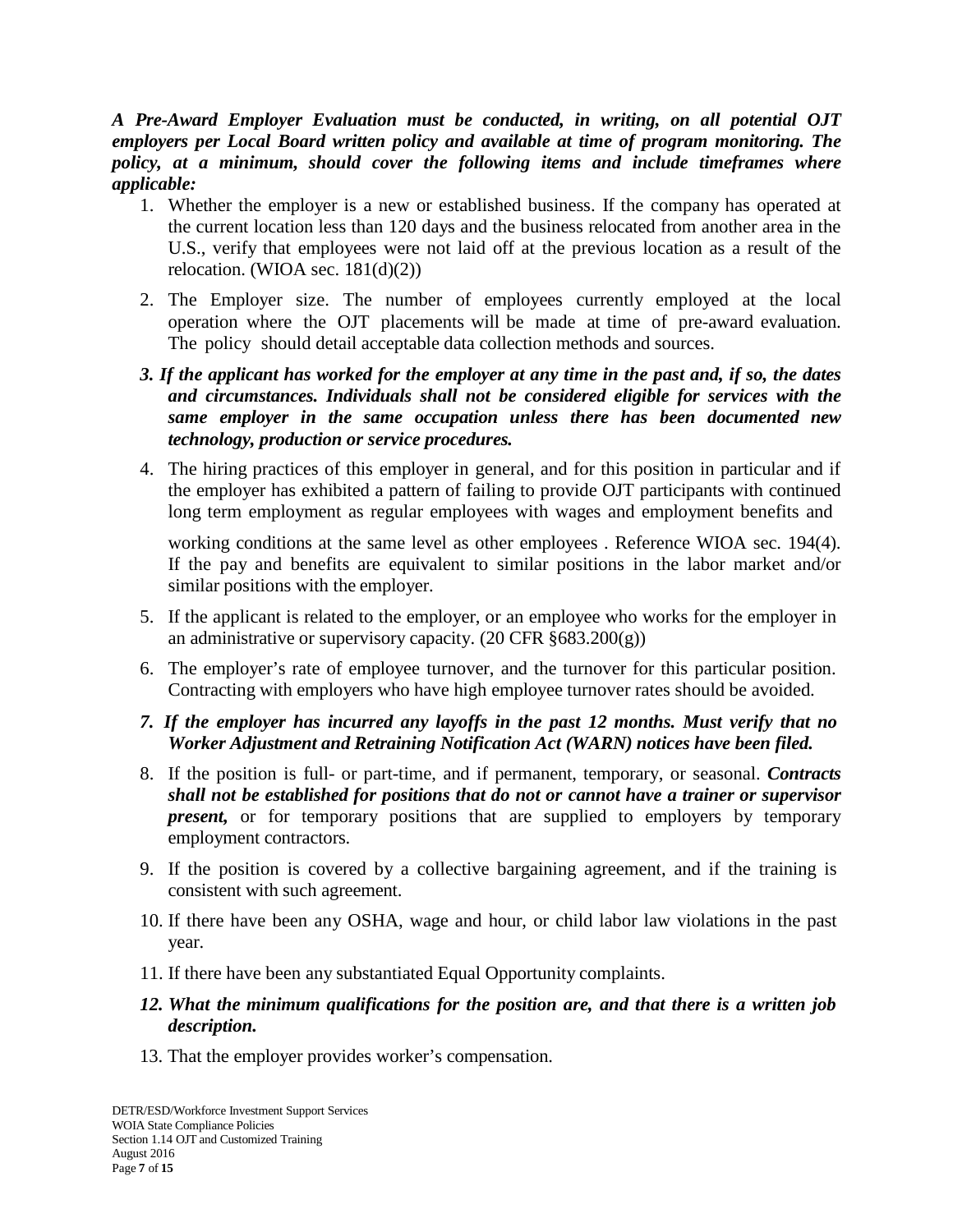***A Pre-Award Employer Evaluation must be conducted, in writing, on all potential OJT employers per Local Board written policy and available at time of program monitoring. The policy, at a minimum, should cover the following items and include timeframes where applicable:***

1. Whether the employer is a new or established business. If the company has operated at the current location less than 120 days and the business relocated from another area in the U.S., verify that employees were not laid off at the previous location as a result of the relocation. (WIOA sec. 181(d)(2))
2. The Employer size. The number of employees currently employed at the local operation where the OJT placements will be made at time of pre-award evaluation. The policy should detail acceptable data collection methods and sources.
3. ***If the applicant has worked for the employer at any time in the past and, if so, the dates and circumstances. Individuals shall not be considered eligible for services with the same employer in the same occupation unless there has been documented new technology, production or service procedures.***
4. The hiring practices of this employer in general, and for this position in particular and if the employer has exhibited a pattern of failing to provide OJT participants with continued long term employment as regular employees with wages and employment benefits and working conditions at the same level as other employees . Reference WIOA sec. 194(4). If the pay and benefits are equivalent to similar positions in the labor market and/or similar positions with the employer.
5. If the applicant is related to the employer, or an employee who works for the employer in an administrative or supervisory capacity. (20 CFR §683.200(g))
6. The employer's rate of employee turnover, and the turnover for this particular position. Contracting with employers who have high employee turnover rates should be avoided.
7. ***If the employer has incurred any layoffs in the past 12 months. Must verify that no Worker Adjustment and Retraining Notification Act (WARN) notices have been filed.***
8. If the position is full- or part-time, and if permanent, temporary, or seasonal. ***Contracts shall not be established for positions that do not or cannot have a trainer or supervisor present,*** or for temporary positions that are supplied to employers by temporary employment contractors.
9. If the position is covered by a collective bargaining agreement, and if the training is consistent with such agreement.
10. If there have been any OSHA, wage and hour, or child labor law violations in the past year.
11. If there have been any substantiated Equal Opportunity complaints.
12. ***What the minimum qualifications for the position are, and that there is a written job description.***
13. That the employer provides worker's compensation.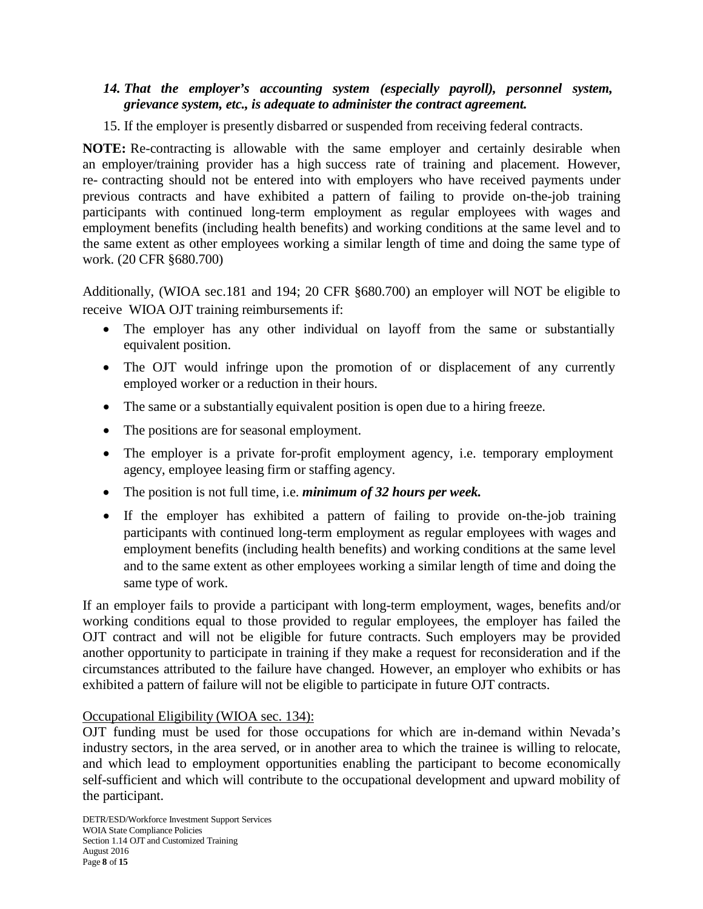14. ***That the employer's accounting system (especially payroll), personnel system, grievance system, etc., is adequate to administer the contract agreement.***
15. If the employer is presently disbarred or suspended from receiving federal contracts.

**NOTE:** Re-contracting is allowable with the same employer and certainly desirable when an employer/training provider has a high success rate of training and placement. However, re- contracting should not be entered into with employers who have received payments under previous contracts and have exhibited a pattern of failing to provide on-the-job training participants with continued long-term employment as regular employees with wages and employment benefits (including health benefits) and working conditions at the same level and to the same extent as other employees working a similar length of time and doing the same type of work. (20 CFR §680.700)

Additionally, (WIOA sec.181 and 194; 20 CFR §680.700) an employer will NOT be eligible to receive WIOA OJT training reimbursements if:

- The employer has any other individual on layoff from the same or substantially equivalent position.
- The OJT would infringe upon the promotion of or displacement of any currently employed worker or a reduction in their hours.
- The same or a substantially equivalent position is open due to a hiring freeze.
- The positions are for seasonal employment.
- The employer is a private for-profit employment agency, i.e. temporary employment agency, employee leasing firm or staffing agency.
- The position is not full time, i.e. ***minimum of 32 hours per week.***
- If the employer has exhibited a pattern of failing to provide on-the-job training participants with continued long-term employment as regular employees with wages and employment benefits (including health benefits) and working conditions at the same level and to the same extent as other employees working a similar length of time and doing the same type of work.

If an employer fails to provide a participant with long-term employment, wages, benefits and/or working conditions equal to those provided to regular employees, the employer has failed the OJT contract and will not be eligible for future contracts. Such employers may be provided another opportunity to participate in training if they make a request for reconsideration and if the circumstances attributed to the failure have changed. However, an employer who exhibits or has exhibited a pattern of failure will not be eligible to participate in future OJT contracts.

Occupational Eligibility (WIOA sec. 134):

OJT funding must be used for those occupations for which are in-demand within Nevada's industry sectors, in the area served, or in another area to which the trainee is willing to relocate, and which lead to employment opportunities enabling the participant to become economically self-sufficient and which will contribute to the occupational development and upward mobility of the participant.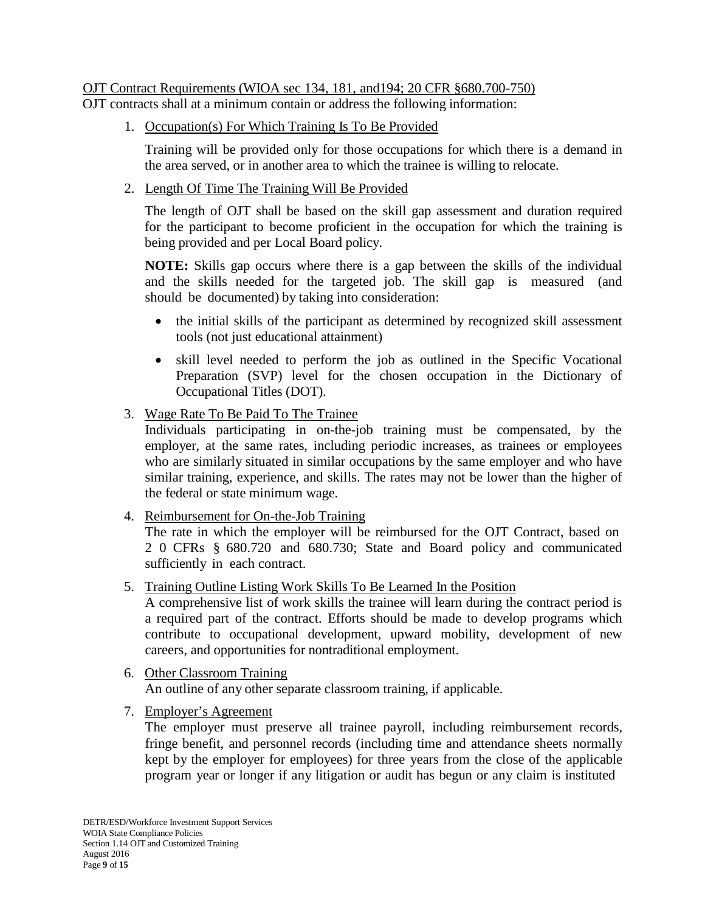OJT Contract Requirements (WIOA sec 134, 181, and194; 20 CFR §680.700-750)

OJT contracts shall at a minimum contain or address the following information:

1. Occupation(s) For Which Training Is To Be Provided

   Training will be provided only for those occupations for which there is a demand in the area served, or in another area to which the trainee is willing to relocate.

2. Length Of Time The Training Will Be Provided

   The length of OJT shall be based on the skill gap assessment and duration required for the participant to become proficient in the occupation for which the training is being provided and per Local Board policy.

   **NOTE:** Skills gap occurs where there is a gap between the skills of the individual and the skills needed for the targeted job. The skill gap is measured (and should be documented) by taking into consideration:

   - the initial skills of the participant as determined by recognized skill assessment tools (not just educational attainment)
   - skill level needed to perform the job as outlined in the Specific Vocational Preparation (SVP) level for the chosen occupation in the Dictionary of Occupational Titles (DOT).

3. Wage Rate To Be Paid To The Trainee

   Individuals participating in on-the-job training must be compensated, by the employer, at the same rates, including periodic increases, as trainees or employees who are similarly situated in similar occupations by the same employer and who have similar training, experience, and skills. The rates may not be lower than the higher of the federal or state minimum wage.

4. Reimbursement for On-the-Job Training

   The rate in which the employer will be reimbursed for the OJT Contract, based on 2 0 CFRs § 680.720 and 680.730; State and Board policy and communicated sufficiently in each contract.

5. Training Outline Listing Work Skills To Be Learned In the Position

   A comprehensive list of work skills the trainee will learn during the contract period is a required part of the contract. Efforts should be made to develop programs which contribute to occupational development, upward mobility, development of new careers, and opportunities for nontraditional employment.

6. Other Classroom Training

   An outline of any other separate classroom training, if applicable.

7. Employer's Agreement

   The employer must preserve all trainee payroll, including reimbursement records, fringe benefit, and personnel records (including time and attendance sheets normally kept by the employer for employees) for three years from the close of the applicable program year or longer if any litigation or audit has begun or any claim is instituted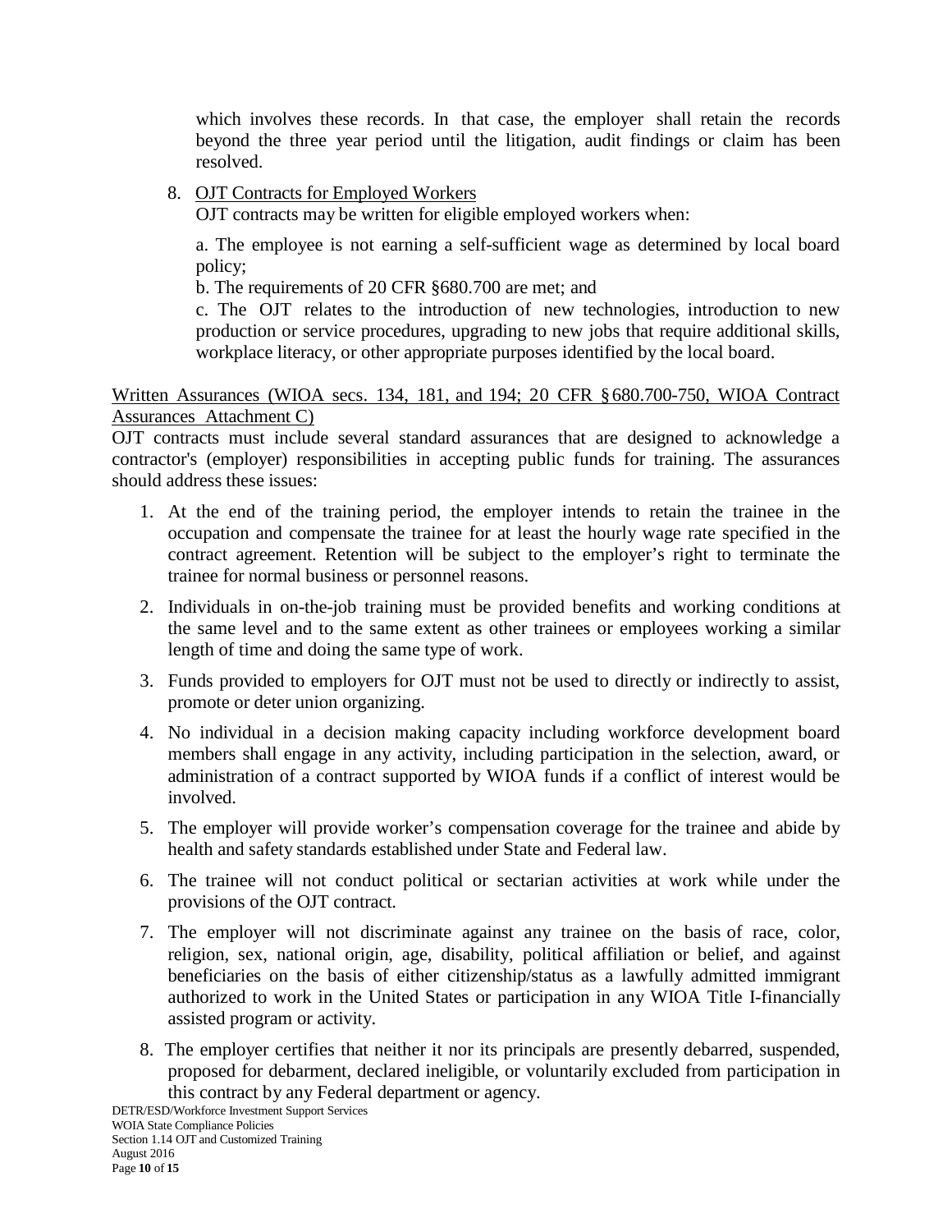which involves these records. In that case, the employer shall retain the records beyond the three year period until the litigation, audit findings or claim has been resolved.

8. <u>OJT Contracts for Employed Workers</u>

   OJT contracts may be written for eligible employed workers when:

   a. The employee is not earning a self-sufficient wage as determined by local board policy;

   b. The requirements of 20 CFR §680.700 are met; and

   c. The OJT relates to the introduction of new technologies, introduction to new production or service procedures, upgrading to new jobs that require additional skills, workplace literacy, or other appropriate purposes identified by the local board.

<u>Written Assurances (WIOA secs. 134, 181, and 194; 20 CFR §680.700-750, WIOA Contract Assurances Attachment C)</u>

OJT contracts must include several standard assurances that are designed to acknowledge a contractor's (employer) responsibilities in accepting public funds for training. The assurances should address these issues:

1. At the end of the training period, the employer intends to retain the trainee in the occupation and compensate the trainee for at least the hourly wage rate specified in the contract agreement. Retention will be subject to the employer's right to terminate the trainee for normal business or personnel reasons.

2. Individuals in on-the-job training must be provided benefits and working conditions at the same level and to the same extent as other trainees or employees working a similar length of time and doing the same type of work.

3. Funds provided to employers for OJT must not be used to directly or indirectly to assist, promote or deter union organizing.

4. No individual in a decision making capacity including workforce development board members shall engage in any activity, including participation in the selection, award, or administration of a contract supported by WIOA funds if a conflict of interest would be involved.

5. The employer will provide worker's compensation coverage for the trainee and abide by health and safety standards established under State and Federal law.

6. The trainee will not conduct political or sectarian activities at work while under the provisions of the OJT contract.

7. The employer will not discriminate against any trainee on the basis of race, color, religion, sex, national origin, age, disability, political affiliation or belief, and against beneficiaries on the basis of either citizenship/status as a lawfully admitted immigrant authorized to work in the United States or participation in any WIOA Title I-financially assisted program or activity.

8. The employer certifies that neither it nor its principals are presently debarred, suspended, proposed for debarment, declared ineligible, or voluntarily excluded from participation in this contract by any Federal department or agency.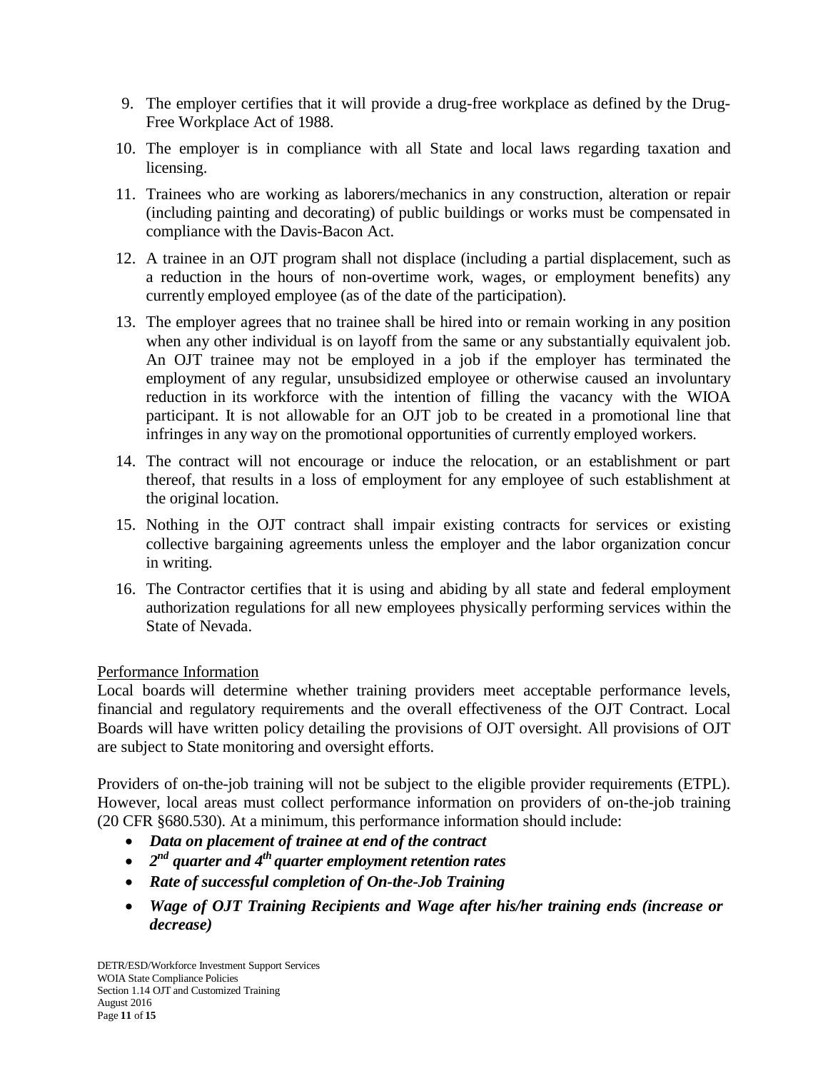9. The employer certifies that it will provide a drug-free workplace as defined by the Drug-Free Workplace Act of 1988.
10. The employer is in compliance with all State and local laws regarding taxation and licensing.
11. Trainees who are working as laborers/mechanics in any construction, alteration or repair (including painting and decorating) of public buildings or works must be compensated in compliance with the Davis-Bacon Act.
12. A trainee in an OJT program shall not displace (including a partial displacement, such as a reduction in the hours of non-overtime work, wages, or employment benefits) any currently employed employee (as of the date of the participation).
13. The employer agrees that no trainee shall be hired into or remain working in any position when any other individual is on layoff from the same or any substantially equivalent job. An OJT trainee may not be employed in a job if the employer has terminated the employment of any regular, unsubsidized employee or otherwise caused an involuntary reduction in its workforce with the intention of filling the vacancy with the WIOA participant. It is not allowable for an OJT job to be created in a promotional line that infringes in any way on the promotional opportunities of currently employed workers.
14. The contract will not encourage or induce the relocation, or an establishment or part thereof, that results in a loss of employment for any employee of such establishment at the original location.
15. Nothing in the OJT contract shall impair existing contracts for services or existing collective bargaining agreements unless the employer and the labor organization concur in writing.
16. The Contractor certifies that it is using and abiding by all state and federal employment authorization regulations for all new employees physically performing services within the State of Nevada.

<u>Performance Information</u>

Local boards will determine whether training providers meet acceptable performance levels, financial and regulatory requirements and the overall effectiveness of the OJT Contract. Local Boards will have written policy detailing the provisions of OJT oversight. All provisions of OJT are subject to State monitoring and oversight efforts.

Providers of on-the-job training will not be subject to the eligible provider requirements (ETPL). However, local areas must collect performance information on providers of on-the-job training (20 CFR §680.530). At a minimum, this performance information should include:

- ***Data on placement of trainee at end of the contract***
- ***2nd quarter and 4th quarter employment retention rates***
- ***Rate of successful completion of On-the-Job Training***
- ***Wage of OJT Training Recipients and Wage after his/her training ends (increase or decrease)***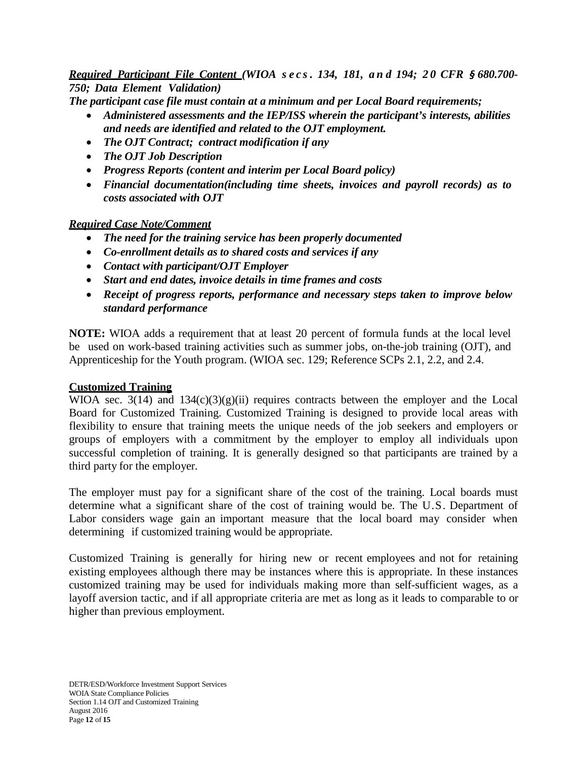***Required Participant File Content** (WIOA secs. 134, 181, and 194; 20 CFR § 680.700-750; Data Element Validation)*

***The participant case file must contain at a minimum and per Local Board requirements;***

- ***Administered assessments and the IEP/ISS wherein the participant's interests, abilities and needs are identified and related to the OJT employment.***
- ***The OJT Contract; contract modification if any***
- ***The OJT Job Description***
- ***Progress Reports (content and interim per Local Board policy)***
- ***Financial documentation(including time sheets, invoices and payroll records) as to costs associated with OJT***

***Required Case Note/Comment***

- ***The need for the training service has been properly documented***
- ***Co-enrollment details as to shared costs and services if any***
- ***Contact with participant/OJT Employer***
- ***Start and end dates, invoice details in time frames and costs***
- ***Receipt of progress reports, performance and necessary steps taken to improve below standard performance***

**NOTE:** WIOA adds a requirement that at least 20 percent of formula funds at the local level be used on work-based training activities such as summer jobs, on-the-job training (OJT), and Apprenticeship for the Youth program. (WIOA sec. 129; Reference SCPs 2.1, 2.2, and 2.4.

**Customized Training**

WIOA sec. 3(14) and 134(c)(3)(g)(ii) requires contracts between the employer and the Local Board for Customized Training. Customized Training is designed to provide local areas with flexibility to ensure that training meets the unique needs of the job seekers and employers or groups of employers with a commitment by the employer to employ all individuals upon successful completion of training. It is generally designed so that participants are trained by a third party for the employer.

The employer must pay for a significant share of the cost of the training. Local boards must determine what a significant share of the cost of training would be. The U.S. Department of Labor considers wage gain an important measure that the local board may consider when determining if customized training would be appropriate.

Customized Training is generally for hiring new or recent employees and not for retaining existing employees although there may be instances where this is appropriate. In these instances customized training may be used for individuals making more than self-sufficient wages, as a layoff aversion tactic, and if all appropriate criteria are met as long as it leads to comparable to or higher than previous employment.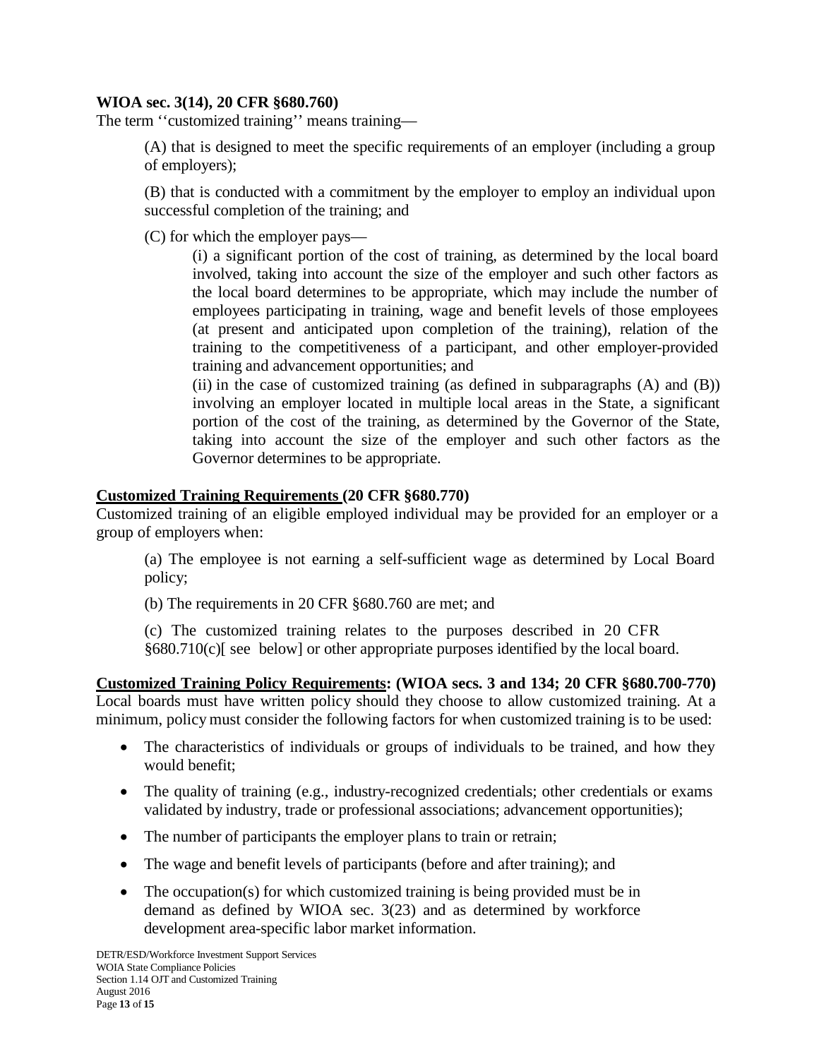**WIOA sec. 3(14), 20 CFR §680.760)**

The term ''customized training'' means training—

> (A) that is designed to meet the specific requirements of an employer (including a group of employers);
>
> (B) that is conducted with a commitment by the employer to employ an individual upon successful completion of the training; and
>
> (C) for which the employer pays—
>
> > (i) a significant portion of the cost of training, as determined by the local board involved, taking into account the size of the employer and such other factors as the local board determines to be appropriate, which may include the number of employees participating in training, wage and benefit levels of those employees (at present and anticipated upon completion of the training), relation of the training to the competitiveness of a participant, and other employer-provided training and advancement opportunities; and
> >
> > (ii) in the case of customized training (as defined in subparagraphs (A) and (B)) involving an employer located in multiple local areas in the State, a significant portion of the cost of the training, as determined by the Governor of the State, taking into account the size of the employer and such other factors as the Governor determines to be appropriate.

**<u>Customized Training Requirements</u> (20 CFR §680.770)**

Customized training of an eligible employed individual may be provided for an employer or a group of employers when:

> (a) The employee is not earning a self-sufficient wage as determined by Local Board policy;
>
> (b) The requirements in 20 CFR §680.760 are met; and
>
> (c) The customized training relates to the purposes described in 20 CFR §680.710(c)[ see below] or other appropriate purposes identified by the local board.

**<u>Customized Training Policy Requirements</u>: (WIOA secs. 3 and 134; 20 CFR §680.700-770)**

Local boards must have written policy should they choose to allow customized training. At a minimum, policy must consider the following factors for when customized training is to be used:

- The characteristics of individuals or groups of individuals to be trained, and how they would benefit;
- The quality of training (e.g., industry-recognized credentials; other credentials or exams validated by industry, trade or professional associations; advancement opportunities);
- The number of participants the employer plans to train or retrain;
- The wage and benefit levels of participants (before and after training); and
- The occupation(s) for which customized training is being provided must be in demand as defined by WIOA sec. 3(23) and as determined by workforce development area-specific labor market information.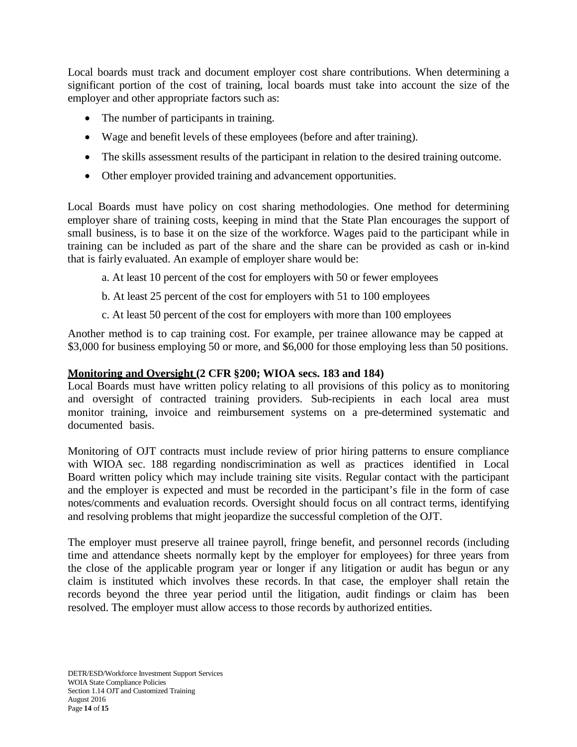Local boards must track and document employer cost share contributions. When determining a significant portion of the cost of training, local boards must take into account the size of the employer and other appropriate factors such as:

- The number of participants in training.
- Wage and benefit levels of these employees (before and after training).
- The skills assessment results of the participant in relation to the desired training outcome.
- Other employer provided training and advancement opportunities.

Local Boards must have policy on cost sharing methodologies. One method for determining employer share of training costs, keeping in mind that the State Plan encourages the support of small business, is to base it on the size of the workforce. Wages paid to the participant while in training can be included as part of the share and the share can be provided as cash or in-kind that is fairly evaluated. An example of employer share would be:

a. At least 10 percent of the cost for employers with 50 or fewer employees

b. At least 25 percent of the cost for employers with 51 to 100 employees

c. At least 50 percent of the cost for employers with more than 100 employees

Another method is to cap training cost. For example, per trainee allowance may be capped at $3,000 for business employing 50 or more, and $6,000 for those employing less than 50 positions.

**<u>Monitoring and Oversight</u> (2 CFR §200; WIOA secs. 183 and 184)**

Local Boards must have written policy relating to all provisions of this policy as to monitoring and oversight of contracted training providers. Sub-recipients in each local area must monitor training, invoice and reimbursement systems on a pre-determined systematic and documented basis.

Monitoring of OJT contracts must include review of prior hiring patterns to ensure compliance with WIOA sec. 188 regarding nondiscrimination as well as practices identified in Local Board written policy which may include training site visits. Regular contact with the participant and the employer is expected and must be recorded in the participant's file in the form of case notes/comments and evaluation records. Oversight should focus on all contract terms, identifying and resolving problems that might jeopardize the successful completion of the OJT.

The employer must preserve all trainee payroll, fringe benefit, and personnel records (including time and attendance sheets normally kept by the employer for employees) for three years from the close of the applicable program year or longer if any litigation or audit has begun or any claim is instituted which involves these records. In that case, the employer shall retain the records beyond the three year period until the litigation, audit findings or claim has been resolved. The employer must allow access to those records by authorized entities.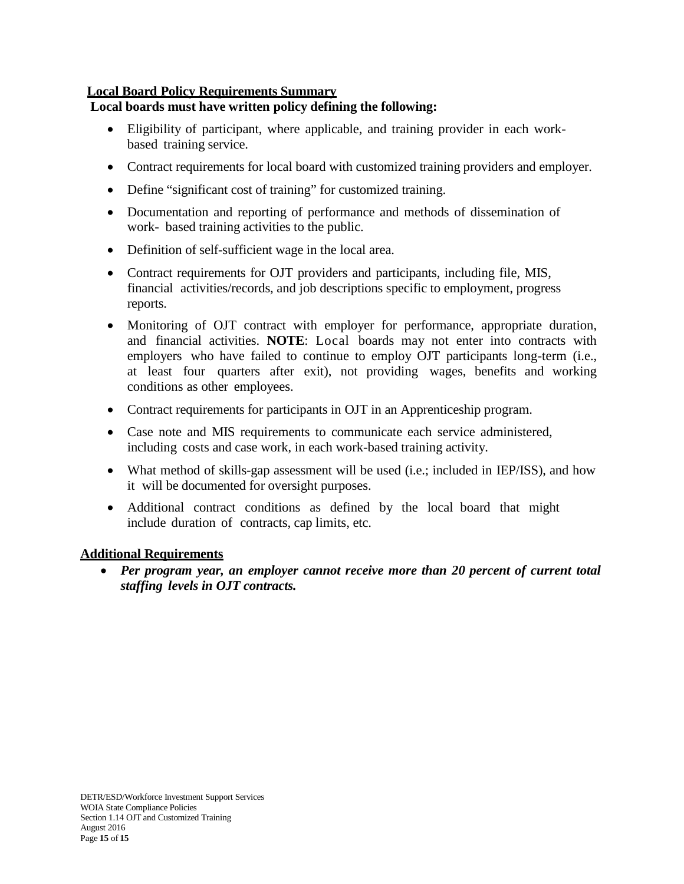**Local Board Policy Requirements Summary**

**Local boards must have written policy defining the following:**

- Eligibility of participant, where applicable, and training provider in each work-based training service.
- Contract requirements for local board with customized training providers and employer.
- Define "significant cost of training" for customized training.
- Documentation and reporting of performance and methods of dissemination of work- based training activities to the public.
- Definition of self-sufficient wage in the local area.
- Contract requirements for OJT providers and participants, including file, MIS, financial activities/records, and job descriptions specific to employment, progress reports.
- Monitoring of OJT contract with employer for performance, appropriate duration, and financial activities. **NOTE**: Local boards may not enter into contracts with employers who have failed to continue to employ OJT participants long-term (i.e., at least four quarters after exit), not providing wages, benefits and working conditions as other employees.
- Contract requirements for participants in OJT in an Apprenticeship program.
- Case note and MIS requirements to communicate each service administered, including costs and case work, in each work-based training activity.
- What method of skills-gap assessment will be used (i.e.; included in IEP/ISS), and how it will be documented for oversight purposes.
- Additional contract conditions as defined by the local board that might include duration of contracts, cap limits, etc.

**Additional Requirements**

- ***Per program year, an employer cannot receive more than 20 percent of current total staffing levels in OJT contracts.***